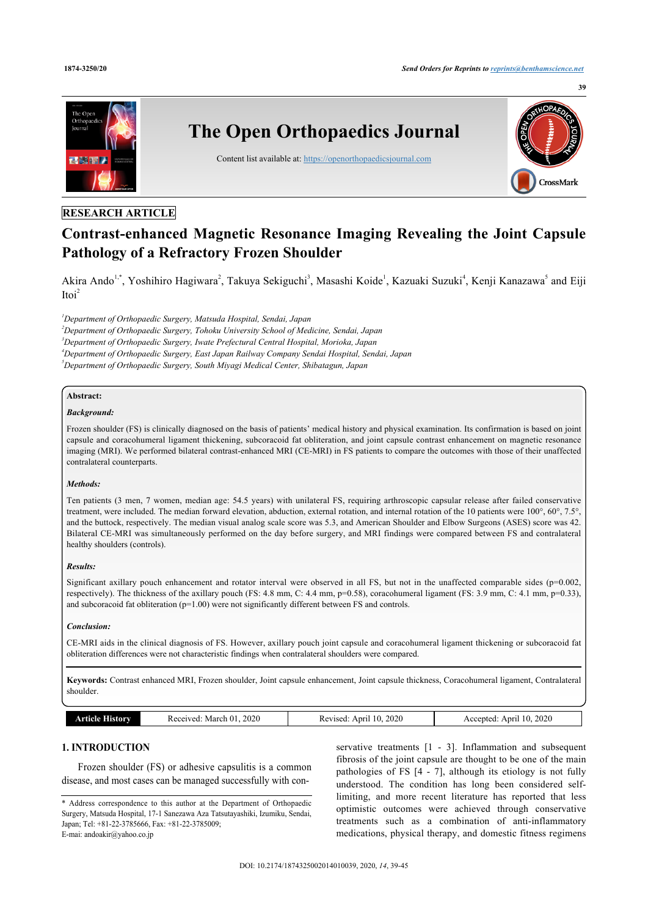RESEARCH ARTICLE

# Contrast-enhanced Magnetic Resonance Imaging Revealing the Joint Capsule Pathology of a Refractory Frozen Shoulder

Akira Ando[1,*], Yoshihiro Hagiwara[2], Takuya Sekiguchi[3], Masashi Koide[1], Kazuaki Suzuki[4], Kenji Kanazawa[5] and Eiji Itoi[2]

[1]*Department of Orthopaedic Surgery, Matsuda Hospital, Sendai, Japan*
[2]*Department of Orthopaedic Surgery, Tohoku University School of Medicine, Sendai, Japan*
[3]*Department of Orthopaedic Surgery, Iwate Prefectural Central Hospital, Morioka, Japan*
[4]*Department of Orthopaedic Surgery, East Japan Railway Company Sendai Hospital, Sendai, Japan*
[5]*Department of Orthopaedic Surgery, South Miyagi Medical Center, Shibatagun, Japan*

**Abstract:**

***Background:***

Frozen shoulder (FS) is clinically diagnosed on the basis of patients' medical history and physical examination. Its confirmation is based on joint capsule and coracohumeral ligament thickening, subcoracoid fat obliteration, and joint capsule contrast enhancement on magnetic resonance imaging (MRI). We performed bilateral contrast-enhanced MRI (CE-MRI) in FS patients to compare the outcomes with those of their unaffected contralateral counterparts.

***Methods:***

Ten patients (3 men, 7 women, median age: 54.5 years) with unilateral FS, requiring arthroscopic capsular release after failed conservative treatment, were included. The median forward elevation, abduction, external rotation, and internal rotation of the 10 patients were 100°, 60°, 7.5°, and the buttock, respectively. The median visual analog scale score was 5.3, and American Shoulder and Elbow Surgeons (ASES) score was 42. Bilateral CE-MRI was simultaneously performed on the day before surgery, and MRI findings were compared between FS and contralateral healthy shoulders (controls).

***Results:***

Significant axillary pouch enhancement and rotator interval were observed in all FS, but not in the unaffected comparable sides ($p=0.002$, respectively). The thickness of the axillary pouch (FS: 4.8 mm, C: 4.4 mm, $p=0.58$), coracohumeral ligament (FS: 3.9 mm, C: 4.1 mm, $p=0.33$), and subcoracoid fat obliteration ($p=1.00$) were not significantly different between FS and controls.

***Conclusion:***

CE-MRI aids in the clinical diagnosis of FS. However, axillary pouch joint capsule and coracohumeral ligament thickening or subcoracoid fat obliteration differences were not characteristic findings when contralateral shoulders were compared.

**Keywords:** Contrast enhanced MRI, Frozen shoulder, Joint capsule enhancement, Joint capsule thickness, Coracohumeral ligament, Contralateral shoulder.

| Article History | Received: March 01, 2020 | Revised: April 10, 2020 | Accepted: April 10, 2020 |
|---|---|---|---|

## 1. INTRODUCTION

Frozen shoulder (FS) or adhesive capsulitis is a common disease, and most cases can be managed successfully with conservative treatments [1 - 3]. Inflammation and subsequent fibrosis of the joint capsule are thought to be one of the main pathologies of FS [4 - 7], although its etiology is not fully understood. The condition has long been considered self-limiting, and more recent literature has reported that less optimistic outcomes were achieved through conservative treatments such as a combination of anti-inflammatory medications, physical therapy, and domestic fitness regimens

\* Address correspondence to this author at the Department of Orthopaedic Surgery, Matsuda Hospital, 17-1 Sanezawa Aza Tatsutayashiki, Izumiku, Sendai, Japan; Tel: +81-22-3785666, Fax: +81-22-3785009; E-mai: andoakir@yahoo.co.jp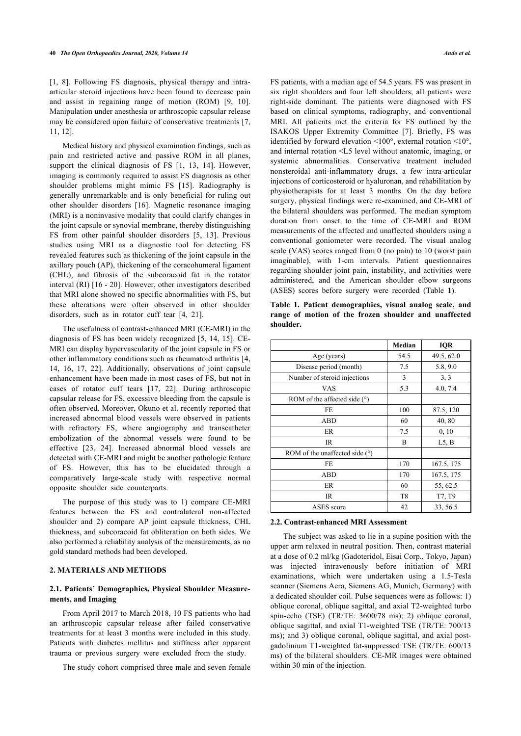[1, 8]. Following FS diagnosis, physical therapy and intra-articular steroid injections have been found to decrease pain and assist in regaining range of motion (ROM) [9, 10]. Manipulation under anesthesia or arthroscopic capsular release may be considered upon failure of conservative treatments [7, 11, 12].

Medical history and physical examination findings, such as pain and restricted active and passive ROM in all planes, support the clinical diagnosis of FS [1, 13, 14]. However, imaging is commonly required to assist FS diagnosis as other shoulder problems might mimic FS [15]. Radiography is generally unremarkable and is only beneficial for ruling out other shoulder disorders [16]. Magnetic resonance imaging (MRI) is a noninvasive modality that could clarify changes in the joint capsule or synovial membrane, thereby distinguishing FS from other painful shoulder disorders [5, 13]. Previous studies using MRI as a diagnostic tool for detecting FS revealed features such as thickening of the joint capsule in the axillary pouch (AP), thickening of the coracohumeral ligament (CHL), and fibrosis of the subcoracoid fat in the rotator interval (RI) [16 - 20]. However, other investigators described that MRI alone showed no specific abnormalities with FS, but these alterations were often observed in other shoulder disorders, such as in rotator cuff tear [4, 21].

The usefulness of contrast-enhanced MRI (CE-MRI) in the diagnosis of FS has been widely recognized [5, 14, 15]. CE-MRI can display hypervascularity of the joint capsule in FS or other inflammatory conditions such as rheumatoid arthritis [4, 14, 16, 17, 22]. Additionally, observations of joint capsule enhancement have been made in most cases of FS, but not in cases of rotator cuff tears [17, 22]. During arthroscopic capsular release for FS, excessive bleeding from the capsule is often observed. Moreover, Okuno et al. recently reported that increased abnormal blood vessels were observed in patients with refractory FS, where angiography and transcatheter embolization of the abnormal vessels were found to be effective [23, 24]. Increased abnormal blood vessels are detected with CE-MRI and might be another pathologic feature of FS. However, this has to be elucidated through a comparatively large-scale study with respective normal opposite shoulder side counterparts.

The purpose of this study was to 1) compare CE-MRI features between the FS and contralateral non-affected shoulder and 2) compare AP joint capsule thickness, CHL thickness, and subcoracoid fat obliteration on both sides. We also performed a reliability analysis of the measurements, as no gold standard methods had been developed.

## 2. MATERIALS AND METHODS

### 2.1. Patients' Demographics, Physical Shoulder Measurements, and Imaging

From April 2017 to March 2018, 10 FS patients who had an arthroscopic capsular release after failed conservative treatments for at least 3 months were included in this study. Patients with diabetes mellitus and stiffness after apparent trauma or previous surgery were excluded from the study.

The study cohort comprised three male and seven female FS patients, with a median age of 54.5 years. FS was present in six right shoulders and four left shoulders; all patients were right-side dominant. The patients were diagnosed with FS based on clinical symptoms, radiography, and conventional MRI. All patients met the criteria for FS outlined by the ISAKOS Upper Extremity Committee [7]. Briefly, FS was identified by forward elevation <100°, external rotation <10°, and internal rotation <L5 level without anatomic, imaging, or systemic abnormalities. Conservative treatment included nonsteroidal anti-inflammatory drugs, a few intra-articular injections of corticosteroid or hyaluronan, and rehabilitation by physiotherapists for at least 3 months. On the day before surgery, physical findings were re-examined, and CE-MRI of the bilateral shoulders was performed. The median symptom duration from onset to the time of CE-MRI and ROM measurements of the affected and unaffected shoulders using a conventional goniometer were recorded. The visual analog scale (VAS) scores ranged from 0 (no pain) to 10 (worst pain imaginable), with 1-cm intervals. Patient questionnaires regarding shoulder joint pain, instability, and activities were administered, and the American shoulder elbow surgeons (ASES) scores before surgery were recorded (Table **1**).

**Table 1. Patient demographics, visual analog scale, and range of motion of the frozen shoulder and unaffected shoulder.**

| | Median | IQR |
|---|---|---|
| Age (years) | 54.5 | 49.5, 62.0 |
| Disease period (month) | 7.5 | 5.8, 9.0 |
| Number of steroid injections | 3 | 3, 3 |
| VAS | 5.3 | 4.0, 7.4 |
| ROM of the affected side (°) | | |
| FE | 100 | 87.5, 120 |
| ABD | 60 | 40, 80 |
| ER | 7.5 | 0, 10 |
| IR | B | L5, B |
| ROM of the unaffected side (°) | | |
| FE | 170 | 167.5, 175 |
| ABD | 170 | 167.5, 175 |
| ER | 60 | 55, 62.5 |
| IR | T8 | T7, T9 |
| ASES score | 42 | 33, 56.5 |

### 2.2. Contrast-enhanced MRI Assessment

The subject was asked to lie in a supine position with the upper arm relaxed in neutral position. Then, contrast material at a dose of 0.2 ml/kg (Gadoteridol, Eisai Corp., Tokyo, Japan) was injected intravenously before initiation of MRI examinations, which were undertaken using a 1.5-Tesla scanner (Siemens Aera, Siemens AG, Munich, Germany) with a dedicated shoulder coil. Pulse sequences were as follows: 1) oblique coronal, oblique sagittal, and axial T2-weighted turbo spin-echo (TSE) (TR/TE: 3600/78 ms); 2) oblique coronal, oblique sagittal, and axial T1-weighted TSE (TR/TE: 700/13 ms); and 3) oblique coronal, oblique sagittal, and axial post-gadolinium T1-weighted fat-suppressed TSE (TR/TE: 600/13 ms) of the bilateral shoulders. CE-MR images were obtained within 30 min of the injection.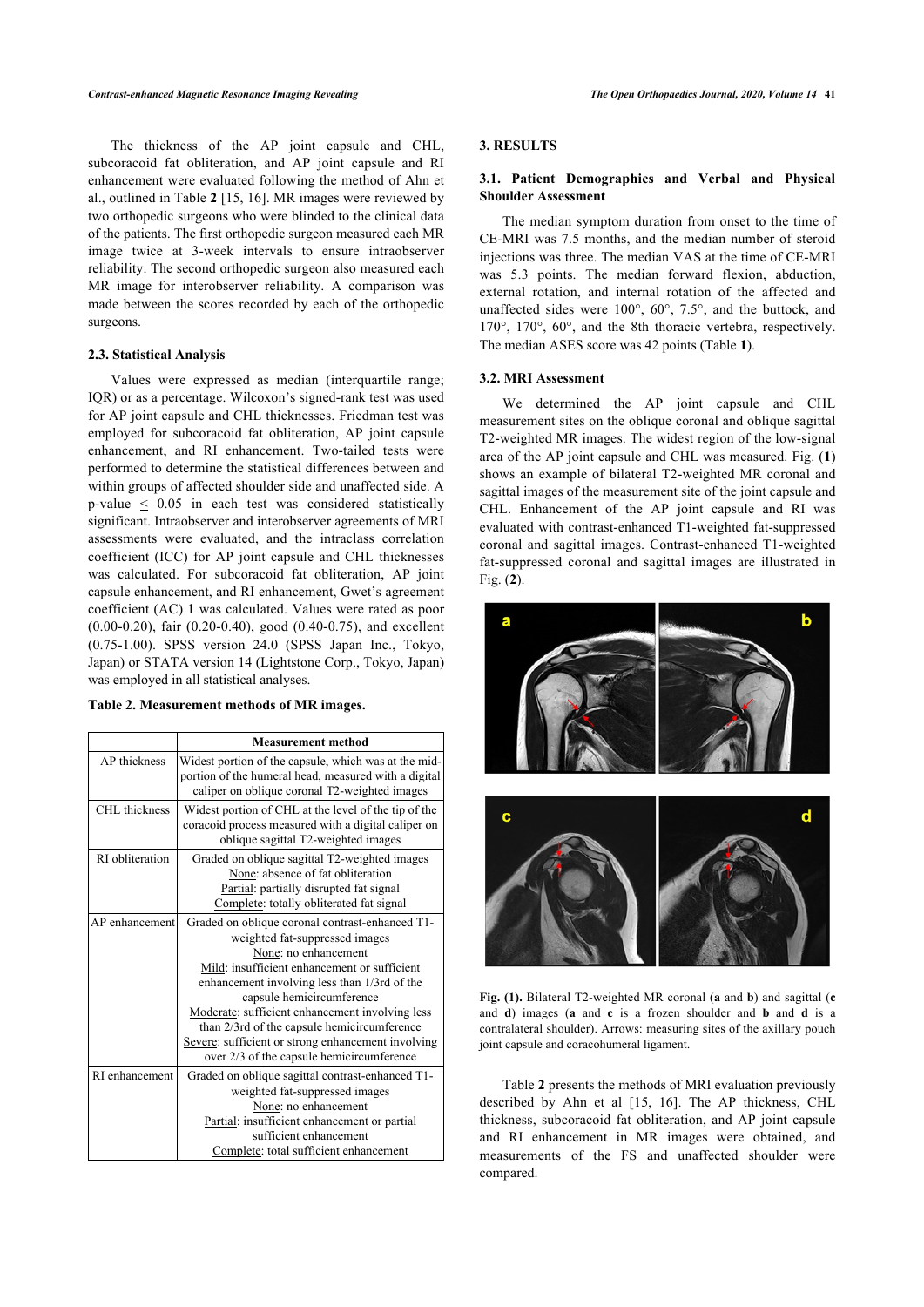The thickness of the AP joint capsule and CHL, subcoracoid fat obliteration, and AP joint capsule and RI enhancement were evaluated following the method of Ahn et al., outlined in Table **2** [15, 16]. MR images were reviewed by two orthopedic surgeons who were blinded to the clinical data of the patients. The first orthopedic surgeon measured each MR image twice at 3-week intervals to ensure intraobserver reliability. The second orthopedic surgeon also measured each MR image for interobserver reliability. A comparison was made between the scores recorded by each of the orthopedic surgeons.

### 2.3. Statistical Analysis

Values were expressed as median (interquartile range; IQR) or as a percentage. Wilcoxon's signed-rank test was used for AP joint capsule and CHL thicknesses. Friedman test was employed for subcoracoid fat obliteration, AP joint capsule enhancement, and RI enhancement. Two-tailed tests were performed to determine the statistical differences between and within groups of affected shoulder side and unaffected side. A p-value $\leq$ 0.05 in each test was considered statistically significant. Intraobserver and interobserver agreements of MRI assessments were evaluated, and the intraclass correlation coefficient (ICC) for AP joint capsule and CHL thicknesses was calculated. For subcoracoid fat obliteration, AP joint capsule enhancement, and RI enhancement, Gwet's agreement coefficient (AC) 1 was calculated. Values were rated as poor (0.00-0.20), fair (0.20-0.40), good (0.40-0.75), and excellent (0.75-1.00). SPSS version 24.0 (SPSS Japan Inc., Tokyo, Japan) or STATA version 14 (Lightstone Corp., Tokyo, Japan) was employed in all statistical analyses.

**Table 2. Measurement methods of MR images.**

| | Measurement method |
|---|---|
| AP thickness | Widest portion of the capsule, which was at the mid-portion of the humeral head, measured with a digital caliper on oblique coronal T2-weighted images |
| CHL thickness | Widest portion of CHL at the level of the tip of the coracoid process measured with a digital caliper on oblique sagittal T2-weighted images |
| RI obliteration | Graded on oblique sagittal T2-weighted images<br>None: absence of fat obliteration<br>Partial: partially disrupted fat signal<br>Complete: totally obliterated fat signal |
| AP enhancement | Graded on oblique coronal contrast-enhanced T1-weighted fat-suppressed images<br>None: no enhancement<br>Mild: insufficient enhancement or sufficient enhancement involving less than 1/3rd of the capsule hemicircumference<br>Moderate: sufficient enhancement involving less than 2/3rd of the capsule hemicircumference<br>Severe: sufficient or strong enhancement involving over 2/3 of the capsule hemicircumference |
| RI enhancement | Graded on oblique sagittal contrast-enhanced T1-weighted fat-suppressed images<br>None: no enhancement<br>Partial: insufficient enhancement or partial sufficient enhancement<br>Complete: total sufficient enhancement |

## 3. RESULTS

### 3.1. Patient Demographics and Verbal and Physical Shoulder Assessment

The median symptom duration from onset to the time of CE-MRI was 7.5 months, and the median number of steroid injections was three. The median VAS at the time of CE-MRI was 5.3 points. The median forward flexion, abduction, external rotation, and internal rotation of the affected and unaffected sides were 100°, 60°, 7.5°, and the buttock, and 170°, 170°, 60°, and the 8th thoracic vertebra, respectively. The median ASES score was 42 points (Table **1**).

### 3.2. MRI Assessment

We determined the AP joint capsule and CHL measurement sites on the oblique coronal and oblique sagittal T2-weighted MR images. The widest region of the low-signal area of the AP joint capsule and CHL was measured. Fig. (**1**) shows an example of bilateral T2-weighted MR coronal and sagittal images of the measurement site of the joint capsule and CHL. Enhancement of the AP joint capsule and RI was evaluated with contrast-enhanced T1-weighted fat-suppressed coronal and sagittal images. Contrast-enhanced T1-weighted fat-suppressed coronal and sagittal images are illustrated in Fig. (**2**).

**Fig. (1).** Bilateral T2-weighted MR coronal (**a** and **b**) and sagittal (**c** and **d**) images (**a** and **c** is a frozen shoulder and **b** and **d** is a contralateral shoulder). Arrows: measuring sites of the axillary pouch joint capsule and coracohumeral ligament.

Table **2** presents the methods of MRI evaluation previously described by Ahn et al [15, 16]. The AP thickness, CHL thickness, subcoracoid fat obliteration, and AP joint capsule and RI enhancement in MR images were obtained, and measurements of the FS and unaffected shoulder were compared.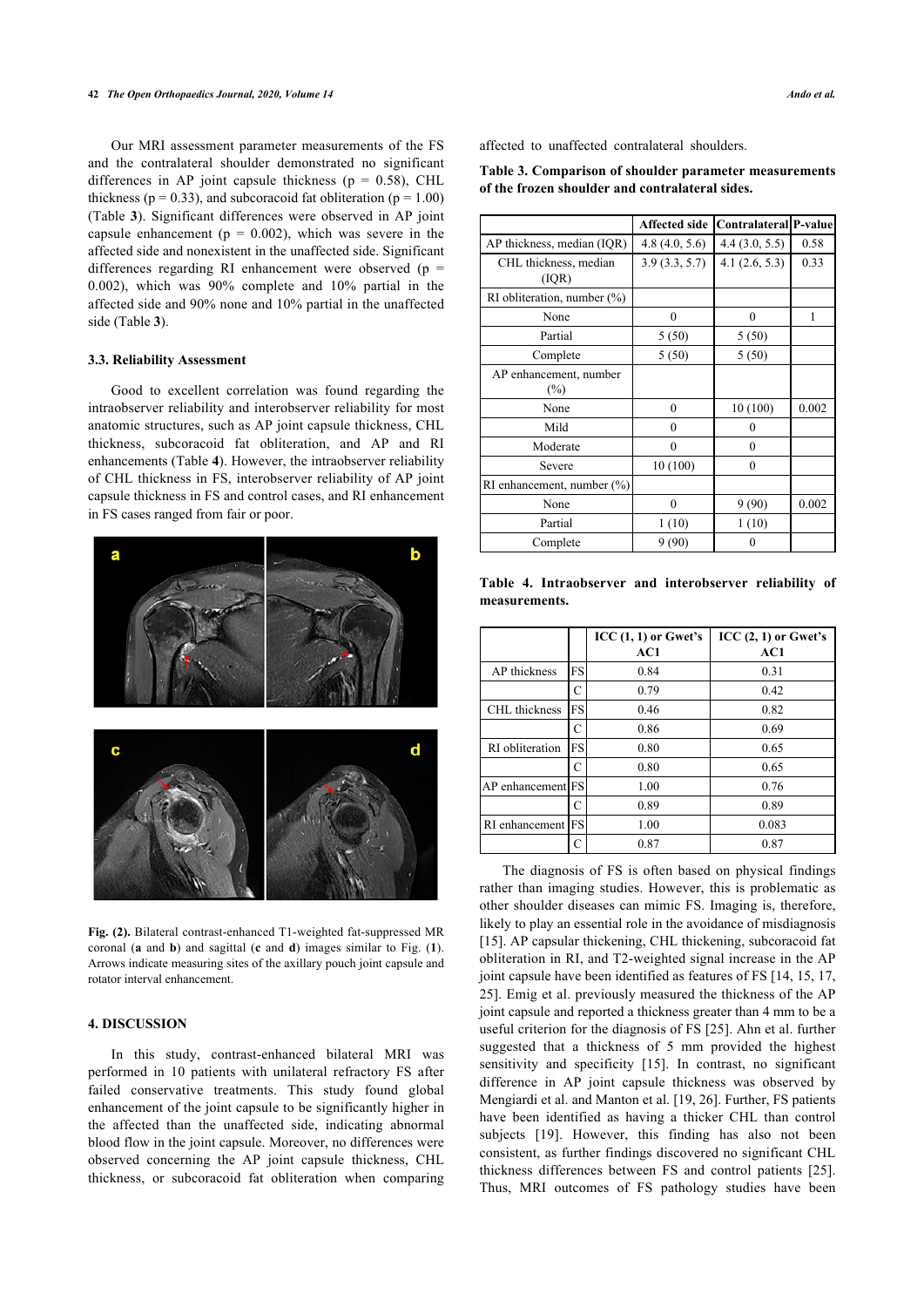Our MRI assessment parameter measurements of the FS and the contralateral shoulder demonstrated no significant differences in AP joint capsule thickness ($p = 0.58$), CHL thickness ($p = 0.33$), and subcoracoid fat obliteration ($p = 1.00$) (Table **3**). Significant differences were observed in AP joint capsule enhancement ($p = 0.002$), which was severe in the affected side and nonexistent in the unaffected side. Significant differences regarding RI enhancement were observed ($p = 0.002$), which was 90% complete and 10% partial in the affected side and 90% none and 10% partial in the unaffected side (Table **3**).

### 3.3. Reliability Assessment

Good to excellent correlation was found regarding the intraobserver reliability and interobserver reliability for most anatomic structures, such as AP joint capsule thickness, CHL thickness, subcoracoid fat obliteration, and AP and RI enhancements (Table **4**). However, the intraobserver reliability of CHL thickness in FS, interobserver reliability of AP joint capsule thickness in FS and control cases, and RI enhancement in FS cases ranged from fair or poor.

**Fig. (2).** Bilateral contrast-enhanced T1-weighted fat-suppressed MR coronal (**a** and **b**) and sagittal (**c** and **d**) images similar to Fig. (**1**). Arrows indicate measuring sites of the axillary pouch joint capsule and rotator interval enhancement.

## 4. DISCUSSION

In this study, contrast-enhanced bilateral MRI was performed in 10 patients with unilateral refractory FS after failed conservative treatments. This study found global enhancement of the joint capsule to be significantly higher in the affected than the unaffected side, indicating abnormal blood flow in the joint capsule. Moreover, no differences were observed concerning the AP joint capsule thickness, CHL thickness, or subcoracoid fat obliteration when comparing affected to unaffected contralateral shoulders.

**Table 3. Comparison of shoulder parameter measurements of the frozen shoulder and contralateral sides.**

| | Affected side | Contralateral | P-value |
|---|---|---|---|
| AP thickness, median (IQR) | 4.8 (4.0, 5.6) | 4.4 (3.0, 5.5) | 0.58 |
| CHL thickness, median (IQR) | 3.9 (3.3, 5.7) | 4.1 (2.6, 5.3) | 0.33 |
| RI obliteration, number (%) | | | |
| None | 0 | 0 | 1 |
| Partial | 5 (50) | 5 (50) | |
| Complete | 5 (50) | 5 (50) | |
| AP enhancement, number (%) | | | |
| None | 0 | 10 (100) | 0.002 |
| Mild | 0 | 0 | |
| Moderate | 0 | 0 | |
| Severe | 10 (100) | 0 | |
| RI enhancement, number (%) | | | |
| None | 0 | 9 (90) | 0.002 |
| Partial | 1 (10) | 1 (10) | |
| Complete | 9 (90) | 0 | |

**Table 4. Intraobserver and interobserver reliability of measurements.**

| | | ICC (1, 1) or Gwet's AC1 | ICC (2, 1) or Gwet's AC1 |
|---|---|---|---|
| AP thickness | FS | 0.84 | 0.31 |
| | C | 0.79 | 0.42 |
| CHL thickness | FS | 0.46 | 0.82 |
| | C | 0.86 | 0.69 |
| RI obliteration | FS | 0.80 | 0.65 |
| | C | 0.80 | 0.65 |
| AP enhancement | FS | 1.00 | 0.76 |
| | C | 0.89 | 0.89 |
| RI enhancement | FS | 1.00 | 0.083 |
| | C | 0.87 | 0.87 |

The diagnosis of FS is often based on physical findings rather than imaging studies. However, this is problematic as other shoulder diseases can mimic FS. Imaging is, therefore, likely to play an essential role in the avoidance of misdiagnosis [15]. AP capsular thickening, CHL thickening, subcoracoid fat obliteration in RI, and T2-weighted signal increase in the AP joint capsule have been identified as features of FS [14, 15, 17, 25]. Emig et al. previously measured the thickness of the AP joint capsule and reported a thickness greater than 4 mm to be a useful criterion for the diagnosis of FS [25]. Ahn et al. further suggested that a thickness of 5 mm provided the highest sensitivity and specificity [15]. In contrast, no significant difference in AP joint capsule thickness was observed by Mengiardi et al. and Manton et al. [19, 26]. Further, FS patients have been identified as having a thicker CHL than control subjects [19]. However, this finding has also not been consistent, as further findings discovered no significant CHL thickness differences between FS and control patients [25]. Thus, MRI outcomes of FS pathology studies have been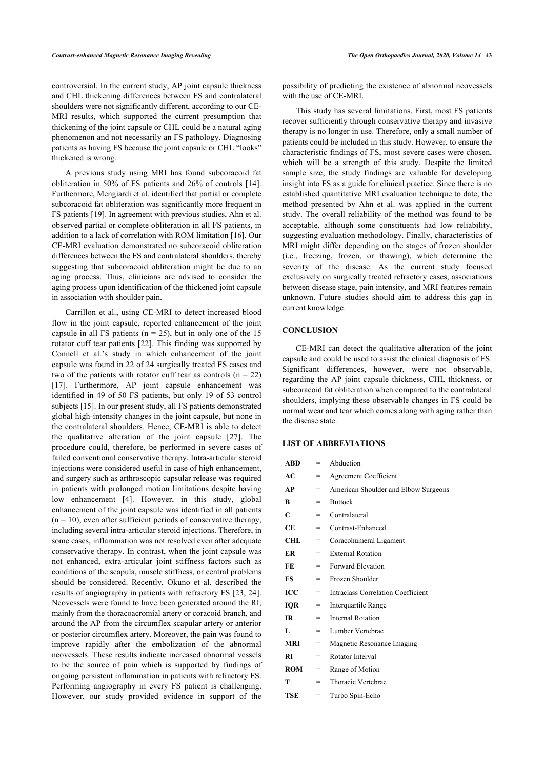controversial. In the current study, AP joint capsule thickness and CHL thickening differences between FS and contralateral shoulders were not significantly different, according to our CE-MRI results, which supported the current presumption that thickening of the joint capsule or CHL could be a natural aging phenomenon and not necessarily an FS pathology. Diagnosing patients as having FS because the joint capsule or CHL "looks" thickened is wrong.

A previous study using MRI has found subcoracoid fat obliteration in 50% of FS patients and 26% of controls [14]. Furthermore, Mengiardi et al. identified that partial or complete subcoracoid fat obliteration was significantly more frequent in FS patients [19]. In agreement with previous studies, Ahn et al. observed partial or complete obliteration in all FS patients, in addition to a lack of correlation with ROM limitation [16]. Our CE-MRI evaluation demonstrated no subcoracoid obliteration differences between the FS and contralateral shoulders, thereby suggesting that subcoracoid obliteration might be due to an aging process. Thus, clinicians are advised to consider the aging process upon identification of the thickened joint capsule in association with shoulder pain.

Carrillon et al., using CE-MRI to detect increased blood flow in the joint capsule, reported enhancement of the joint capsule in all FS patients (n = 25), but in only one of the 15 rotator cuff tear patients [22]. This finding was supported by Connell et al.'s study in which enhancement of the joint capsule was found in 22 of 24 surgically treated FS cases and two of the patients with rotator cuff tear as controls (n = 22) [17]. Furthermore, AP joint capsule enhancement was identified in 49 of 50 FS patients, but only 19 of 53 control subjects [15]. In our present study, all FS patients demonstrated global high-intensity changes in the joint capsule, but none in the contralateral shoulders. Hence, CE-MRI is able to detect the qualitative alteration of the joint capsule [27]. The procedure could, therefore, be performed in severe cases of failed conventional conservative therapy. Intra-articular steroid injections were considered useful in case of high enhancement, and surgery such as arthroscopic capsular release was required in patients with prolonged motion limitations despite having low enhancement [4]. However, in this study, global enhancement of the joint capsule was identified in all patients (n = 10), even after sufficient periods of conservative therapy, including several intra-articular steroid injections. Therefore, in some cases, inflammation was not resolved even after adequate conservative therapy. In contrast, when the joint capsule was not enhanced, extra-articular joint stiffness factors such as conditions of the scapula, muscle stiffness, or central problems should be considered. Recently, Okuno et al. described the results of angiography in patients with refractory FS [23, 24]. Neovessels were found to have been generated around the RI, mainly from the thoracoacromial artery or coracoid branch, and around the AP from the circumflex scapular artery or anterior or posterior circumflex artery. Moreover, the pain was found to improve rapidly after the embolization of the abnormal neovessels. These results indicate increased abnormal vessels to be the source of pain which is supported by findings of ongoing persistent inflammation in patients with refractory FS. Performing angiography in every FS patient is challenging. However, our study provided evidence in support of the possibility of predicting the existence of abnormal neovessels with the use of CE-MRI.

This study has several limitations. First, most FS patients recover sufficiently through conservative therapy and invasive therapy is no longer in use. Therefore, only a small number of patients could be included in this study. However, to ensure the characteristic findings of FS, most severe cases were chosen, which will be a strength of this study. Despite the limited sample size, the study findings are valuable for developing insight into FS as a guide for clinical practice. Since there is no established quantitative MRI evaluation technique to date, the method presented by Ahn et al. was applied in the current study. The overall reliability of the method was found to be acceptable, although some constituents had low reliability, suggesting evaluation methodology. Finally, characteristics of MRI might differ depending on the stages of frozen shoulder (i.e., freezing, frozen, or thawing), which determine the severity of the disease. As the current study focused exclusively on surgically treated refractory cases, associations between disease stage, pain intensity, and MRI features remain unknown. Future studies should aim to address this gap in current knowledge.

## CONCLUSION

CE-MRI can detect the qualitative alteration of the joint capsule and could be used to assist the clinical diagnosis of FS. Significant differences, however, were not observable, regarding the AP joint capsule thickness, CHL thickness, or subcoracoid fat obliteration when compared to the contralateral shoulders, implying these observable changes in FS could be normal wear and tear which comes along with aging rather than the disease state.

## LIST OF ABBREVIATIONS

| | | |
|---|---|---|
| **ABD** | = | Abduction |
| **AC** | = | Agreement Coefficient |
| **AP** | = | American Shoulder and Elbow Surgeons |
| **B** | = | Buttock |
| **C** | = | Contralateral |
| **CE** | = | Contrast-Enhanced |
| **CHL** | = | Coracohumeral Ligament |
| **ER** | = | External Rotation |
| **FE** | = | Forward Elevation |
| **FS** | = | Frozen Shoulder |
| **ICC** | = | Intraclass Correlation Coefficient |
| **IQR** | = | Interquartile Range |
| **IR** | = | Internal Rotation |
| **L** | = | Lumber Vertebrae |
| **MRI** | = | Magnetic Resonance Imaging |
| **RI** | = | Rotator Interval |
| **ROM** | = | Range of Motion |
| **T** | = | Thoracic Vertebrae |
| **TSE** | = | Turbo Spin-Echo |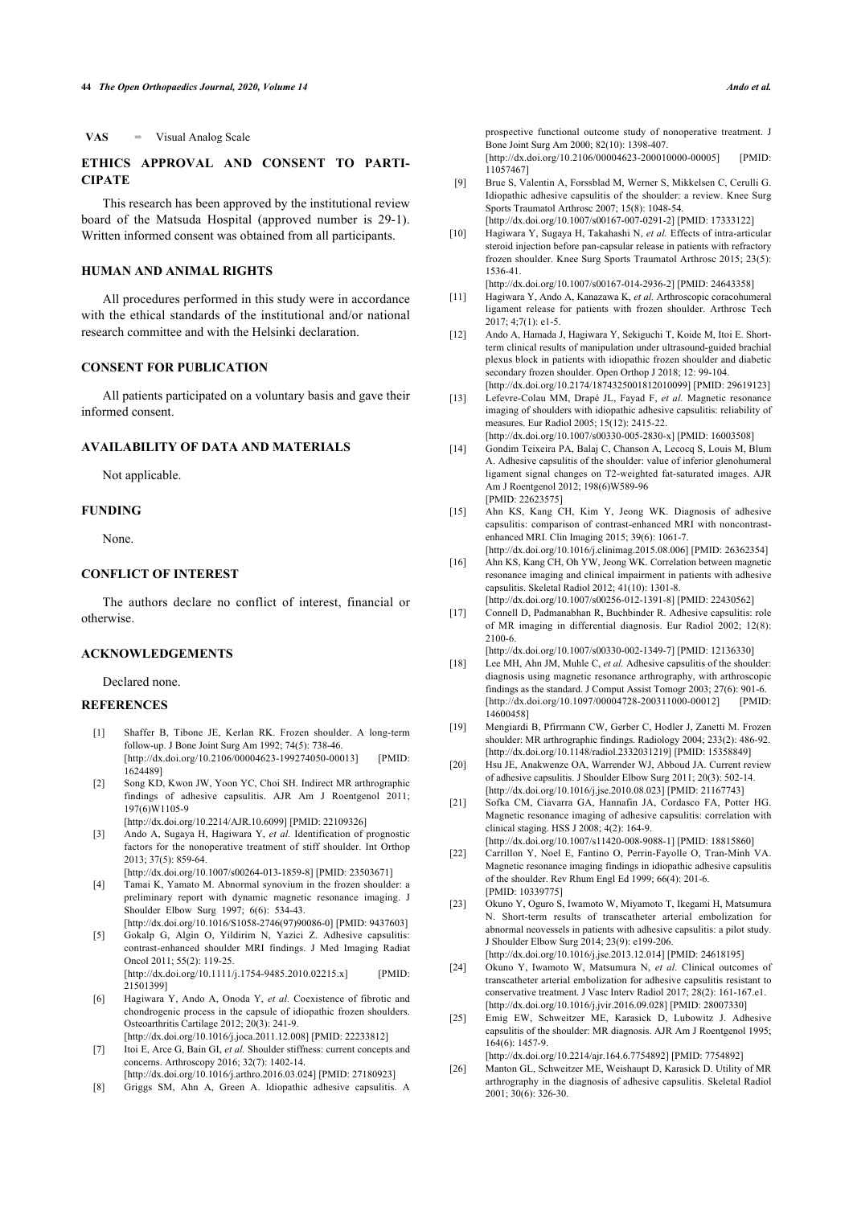VAS = Visual Analog Scale

## ETHICS APPROVAL AND CONSENT TO PARTICIPATE

This research has been approved by the institutional review board of the Matsuda Hospital (approved number is 29-1). Written informed consent was obtained from all participants.

## HUMAN AND ANIMAL RIGHTS

All procedures performed in this study were in accordance with the ethical standards of the institutional and/or national research committee and with the Helsinki declaration.

## CONSENT FOR PUBLICATION

All patients participated on a voluntary basis and gave their informed consent.

## AVAILABILITY OF DATA AND MATERIALS

Not applicable.

## FUNDING

None.

## CONFLICT OF INTEREST

The authors declare no conflict of interest, financial or otherwise.

## ACKNOWLEDGEMENTS

Declared none.

## REFERENCES

[1] Shaffer B, Tibone JE, Kerlan RK. Frozen shoulder. A long-term follow-up. J Bone Joint Surg Am 1992; 74(5): 738-46. [http://dx.doi.org/10.2106/00004623-199274050-00013] [PMID: 1624489]

[2] Song KD, Kwon JW, Yoon YC, Choi SH. Indirect MR arthrographic findings of adhesive capsulitis. AJR Am J Roentgenol 2011; 197(6)W1105-9 [http://dx.doi.org/10.2214/AJR.10.6099] [PMID: 22109326]

[3] Ando A, Sugaya H, Hagiwara Y, *et al.* Identification of prognostic factors for the nonoperative treatment of stiff shoulder. Int Orthop 2013; 37(5): 859-64. [http://dx.doi.org/10.1007/s00264-013-1859-8] [PMID: 23503671]

[4] Tamai K, Yamato M. Abnormal synovium in the frozen shoulder: a preliminary report with dynamic magnetic resonance imaging. J Shoulder Elbow Surg 1997; 6(6): 534-43. [http://dx.doi.org/10.1016/S1058-2746(97)90086-0] [PMID: 9437603]

[5] Gokalp G, Algin O, Yildirim N, Yazici Z. Adhesive capsulitis: contrast-enhanced shoulder MRI findings. J Med Imaging Radiat Oncol 2011; 55(2): 119-25. [http://dx.doi.org/10.1111/j.1754-9485.2010.02215.x] [PMID: 21501399]

[6] Hagiwara Y, Ando A, Onoda Y, *et al.* Coexistence of fibrotic and chondrogenic process in the capsule of idiopathic frozen shoulders. Osteoarthritis Cartilage 2012; 20(3): 241-9. [http://dx.doi.org/10.1016/j.joca.2011.12.008] [PMID: 22233812]

[7] Itoi E, Arce G, Bain GI, *et al.* Shoulder stiffness: current concepts and concerns. Arthroscopy 2016; 32(7): 1402-14. [http://dx.doi.org/10.1016/j.arthro.2016.03.024] [PMID: 27180923]

[8] Griggs SM, Ahn A, Green A. Idiopathic adhesive capsulitis. A prospective functional outcome study of nonoperative treatment. J Bone Joint Surg Am 2000; 82(10): 1398-407. [http://dx.doi.org/10.2106/00004623-200010000-00005] [PMID: 11057467]

[9] Brue S, Valentin A, Forssblad M, Werner S, Mikkelsen C, Cerulli G. Idiopathic adhesive capsulitis of the shoulder: a review. Knee Surg Sports Traumatol Arthrosc 2007; 15(8): 1048-54. [http://dx.doi.org/10.1007/s00167-007-0291-2] [PMID: 17333122]

[10] Hagiwara Y, Sugaya H, Takahashi N, *et al.* Effects of intra-articular steroid injection before pan-capsular release in patients with refractory frozen shoulder. Knee Surg Sports Traumatol Arthrosc 2015; 23(5): 1536-41. [http://dx.doi.org/10.1007/s00167-014-2936-2] [PMID: 24643358]

[11] Hagiwara Y, Ando A, Kanazawa K, *et al.* Arthroscopic coracohumeral ligament release for patients with frozen shoulder. Arthrosc Tech 2017; 4;7(1): e1-5.

[12] Ando A, Hamada J, Hagiwara Y, Sekiguchi T, Koide M, Itoi E. Short-term clinical results of manipulation under ultrasound-guided brachial plexus block in patients with idiopathic frozen shoulder and diabetic secondary frozen shoulder. Open Orthop J 2018; 12: 99-104. [http://dx.doi.org/10.2174/1874325001812010099] [PMID: 29619123]

[13] Lefevre-Colau MM, Drapé JL, Fayad F, *et al.* Magnetic resonance imaging of shoulders with idiopathic adhesive capsulitis: reliability of measures. Eur Radiol 2005; 15(12): 2415-22. [http://dx.doi.org/10.1007/s00330-005-2830-x] [PMID: 16003508]

[14] Gondim Teixeira PA, Balaj C, Chanson A, Lecocq S, Louis M, Blum A. Adhesive capsulitis of the shoulder: value of inferior glenohumeral ligament signal changes on T2-weighted fat-saturated images. AJR Am J Roentgenol 2012; 198(6)W589-96 [PMID: 22623575]

[15] Ahn KS, Kang CH, Kim Y, Jeong WK. Diagnosis of adhesive capsulitis: comparison of contrast-enhanced MRI with noncontrast-enhanced MRI. Clin Imaging 2015; 39(6): 1061-7. [http://dx.doi.org/10.1016/j.clinimag.2015.08.006] [PMID: 26362354]

[16] Ahn KS, Kang CH, Oh YW, Jeong WK. Correlation between magnetic resonance imaging and clinical impairment in patients with adhesive capsulitis. Skeletal Radiol 2012; 41(10): 1301-8. [http://dx.doi.org/10.1007/s00256-012-1391-8] [PMID: 22430562]

[17] Connell D, Padmanabhan R, Buchbinder R. Adhesive capsulitis: role of MR imaging in differential diagnosis. Eur Radiol 2002; 12(8): 2100-6. [http://dx.doi.org/10.1007/s00330-002-1349-7] [PMID: 12136330]

[18] Lee MH, Ahn JM, Muhle C, *et al.* Adhesive capsulitis of the shoulder: diagnosis using magnetic resonance arthrography, with arthroscopic findings as the standard. J Comput Assist Tomogr 2003; 27(6): 901-6. [http://dx.doi.org/10.1097/00004728-200311000-00012] [PMID: 14600458]

[19] Mengiardi B, Pfirrmann CW, Gerber C, Hodler J, Zanetti M. Frozen shoulder: MR arthrographic findings. Radiology 2004; 233(2): 486-92. [http://dx.doi.org/10.1148/radiol.2332031219] [PMID: 15358849]

[20] Hsu JE, Anakwenze OA, Warrender WJ, Abboud JA. Current review of adhesive capsulitis. J Shoulder Elbow Surg 2011; 20(3): 502-14. [http://dx.doi.org/10.1016/j.jse.2010.08.023] [PMID: 21167743]

[21] Sofka CM, Ciavarra GA, Hannafin JA, Cordasco FA, Potter HG. Magnetic resonance imaging of adhesive capsulitis: correlation with clinical staging. HSS J 2008; 4(2): 164-9. [http://dx.doi.org/10.1007/s11420-008-9088-1] [PMID: 18815860]

[22] Carrillon Y, Noel E, Fantino O, Perrin-Fayolle O, Tran-Minh VA. Magnetic resonance imaging findings in idiopathic adhesive capsulitis of the shoulder. Rev Rhum Engl Ed 1999; 66(4): 201-6. [PMID: 10339775]

[23] Okuno Y, Oguro S, Iwamoto W, Miyamoto T, Ikegami H, Matsumura N. Short-term results of transcatheter arterial embolization for abnormal neovessels in patients with adhesive capsulitis: a pilot study. J Shoulder Elbow Surg 2014; 23(9): e199-206. [http://dx.doi.org/10.1016/j.jse.2013.12.014] [PMID: 24618195]

[24] Okuno Y, Iwamoto W, Matsumura N, *et al.* Clinical outcomes of transcatheter arterial embolization for adhesive capsulitis resistant to conservative treatment. J Vasc Interv Radiol 2017; 28(2): 161-167.e1. [http://dx.doi.org/10.1016/j.jvir.2016.09.028] [PMID: 28007330]

[25] Emig EW, Schweitzer ME, Karasick D, Lubowitz J. Adhesive capsulitis of the shoulder: MR diagnosis. AJR Am J Roentgenol 1995; 164(6): 1457-9. [http://dx.doi.org/10.2214/ajr.164.6.7754892] [PMID: 7754892]

[26] Manton GL, Schweitzer ME, Weishaupt D, Karasick D. Utility of MR arthrography in the diagnosis of adhesive capsulitis. Skeletal Radiol 2001; 30(6): 326-30.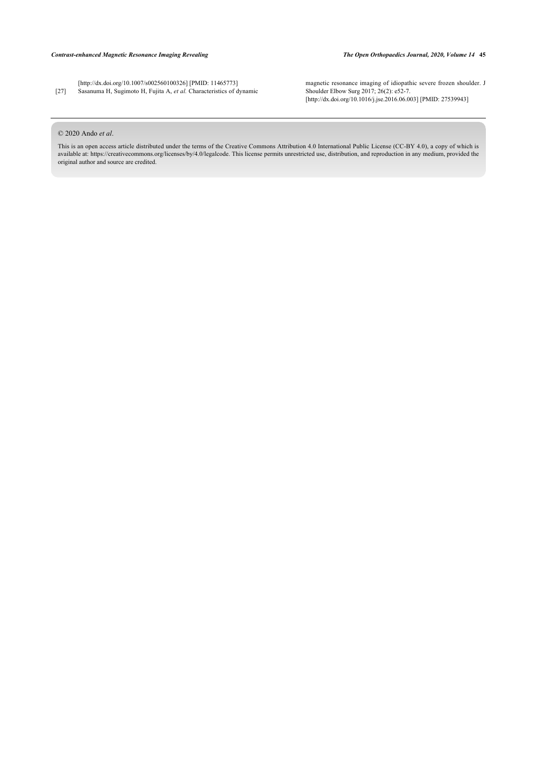[http://dx.doi.org/10.1007/s002560100326] [PMID: 11465773]

[27] Sasanuma H, Sugimoto H, Fujita A, *et al.* Characteristics of dynamic magnetic resonance imaging of idiopathic severe frozen shoulder. J Shoulder Elbow Surg 2017; 26(2): e52-7.
[http://dx.doi.org/10.1016/j.jse.2016.06.003] [PMID: 27539943]

© 2020 Ando *et al*.

This is an open access article distributed under the terms of the Creative Commons Attribution 4.0 International Public License (CC-BY 4.0), a copy of which is available at: https://creativecommons.org/licenses/by/4.0/legalcode. This license permits unrestricted use, distribution, and reproduction in any medium, provided the original author and source are credited.